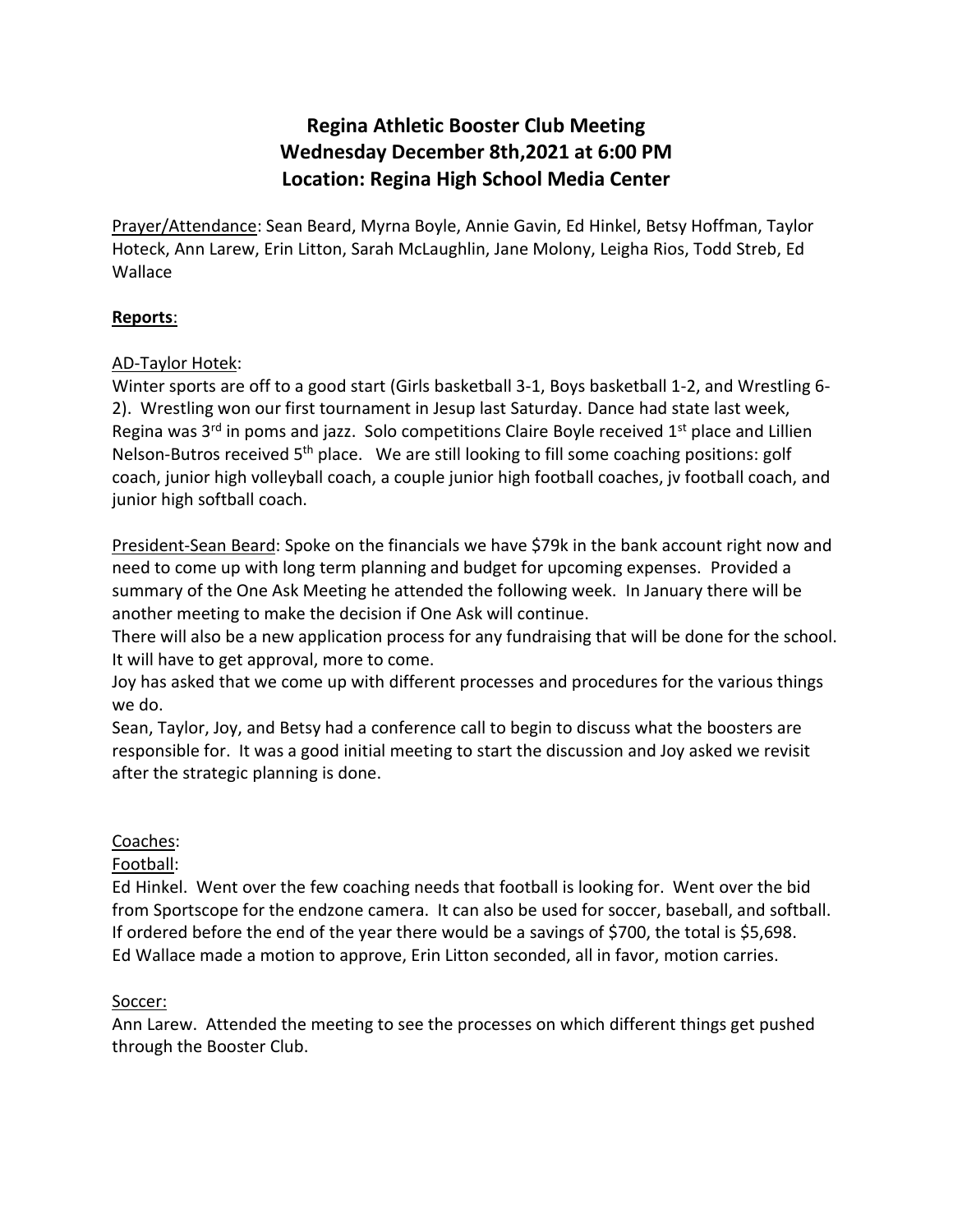# Regina Athletic Booster Club Meeting
# Wednesday December 8th,2021 at 6:00 PM
# Location: Regina High School Media Center

Prayer/Attendance: Sean Beard, Myrna Boyle, Annie Gavin, Ed Hinkel, Betsy Hoffman, Taylor Hoteck, Ann Larew, Erin Litton, Sarah McLaughlin, Jane Molony, Leigha Rios, Todd Streb, Ed Wallace

## **Reports**:

AD-Taylor Hotek:

Winter sports are off to a good start (Girls basketball 3-1, Boys basketball 1-2, and Wrestling 6-2). Wrestling won our first tournament in Jesup last Saturday. Dance had state last week, Regina was 3rd in poms and jazz. Solo competitions Claire Boyle received 1st place and Lillien Nelson-Butros received 5th place. We are still looking to fill some coaching positions: golf coach, junior high volleyball coach, a couple junior high football coaches, jv football coach, and junior high softball coach.

President-Sean Beard: Spoke on the financials we have $79k in the bank account right now and need to come up with long term planning and budget for upcoming expenses. Provided a summary of the One Ask Meeting he attended the following week. In January there will be another meeting to make the decision if One Ask will continue.

There will also be a new application process for any fundraising that will be done for the school. It will have to get approval, more to come.

Joy has asked that we come up with different processes and procedures for the various things we do.

Sean, Taylor, Joy, and Betsy had a conference call to begin to discuss what the boosters are responsible for. It was a good initial meeting to start the discussion and Joy asked we revisit after the strategic planning is done.

Coaches:

Football:

Ed Hinkel. Went over the few coaching needs that football is looking for. Went over the bid from Sportscope for the endzone camera. It can also be used for soccer, baseball, and softball. If ordered before the end of the year there would be a savings of $700, the total is $5,698. Ed Wallace made a motion to approve, Erin Litton seconded, all in favor, motion carries.

Soccer:

Ann Larew. Attended the meeting to see the processes on which different things get pushed through the Booster Club.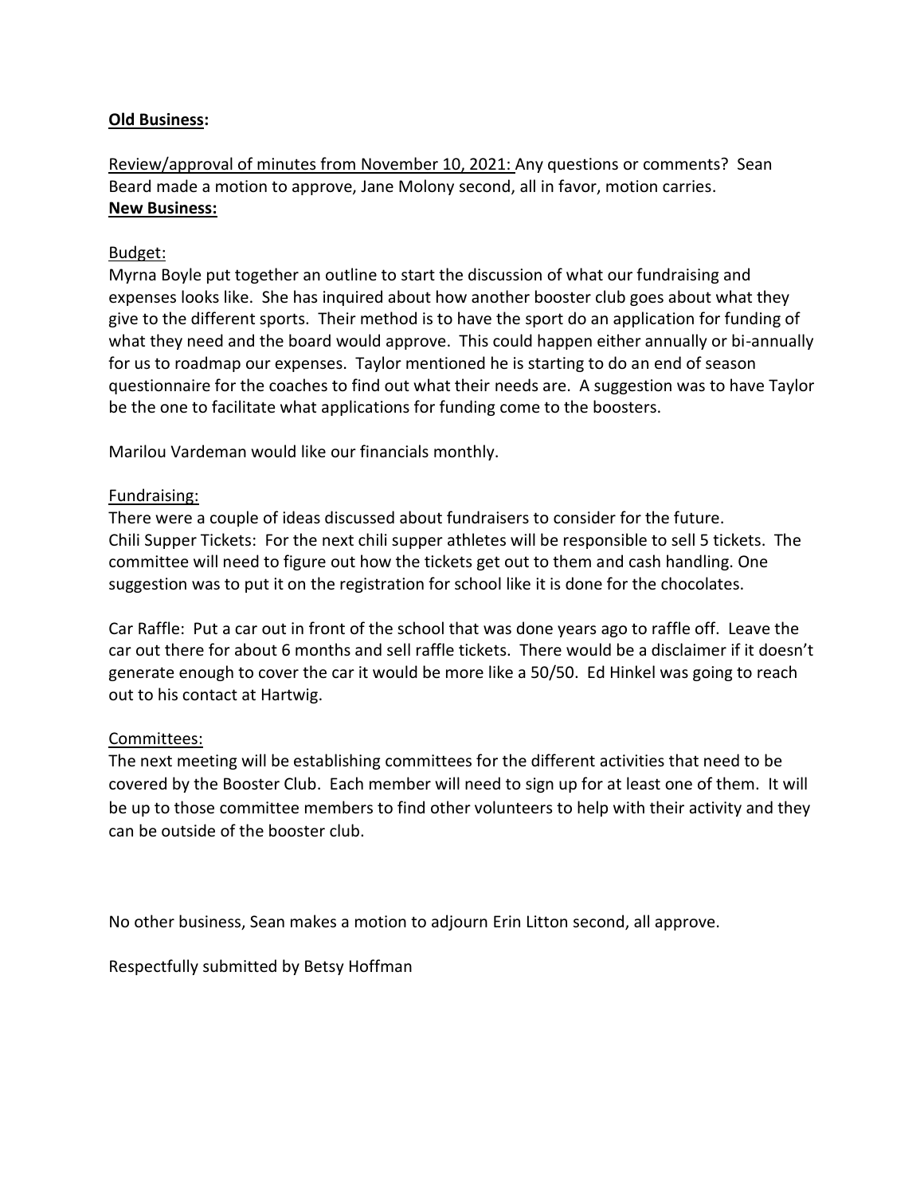**Old Business:**

Review/approval of minutes from November 10, 2021: Any questions or comments? Sean Beard made a motion to approve, Jane Molony second, all in favor, motion carries.

**New Business:**

Budget:

Myrna Boyle put together an outline to start the discussion of what our fundraising and expenses looks like. She has inquired about how another booster club goes about what they give to the different sports. Their method is to have the sport do an application for funding of what they need and the board would approve. This could happen either annually or bi-annually for us to roadmap our expenses. Taylor mentioned he is starting to do an end of season questionnaire for the coaches to find out what their needs are. A suggestion was to have Taylor be the one to facilitate what applications for funding come to the boosters.

Marilou Vardeman would like our financials monthly.

Fundraising:

There were a couple of ideas discussed about fundraisers to consider for the future.
Chili Supper Tickets: For the next chili supper athletes will be responsible to sell 5 tickets. The committee will need to figure out how the tickets get out to them and cash handling. One suggestion was to put it on the registration for school like it is done for the chocolates.

Car Raffle: Put a car out in front of the school that was done years ago to raffle off. Leave the car out there for about 6 months and sell raffle tickets. There would be a disclaimer if it doesn't generate enough to cover the car it would be more like a 50/50. Ed Hinkel was going to reach out to his contact at Hartwig.

Committees:

The next meeting will be establishing committees for the different activities that need to be covered by the Booster Club. Each member will need to sign up for at least one of them. It will be up to those committee members to find other volunteers to help with their activity and they can be outside of the booster club.

No other business, Sean makes a motion to adjourn Erin Litton second, all approve.

Respectfully submitted by Betsy Hoffman